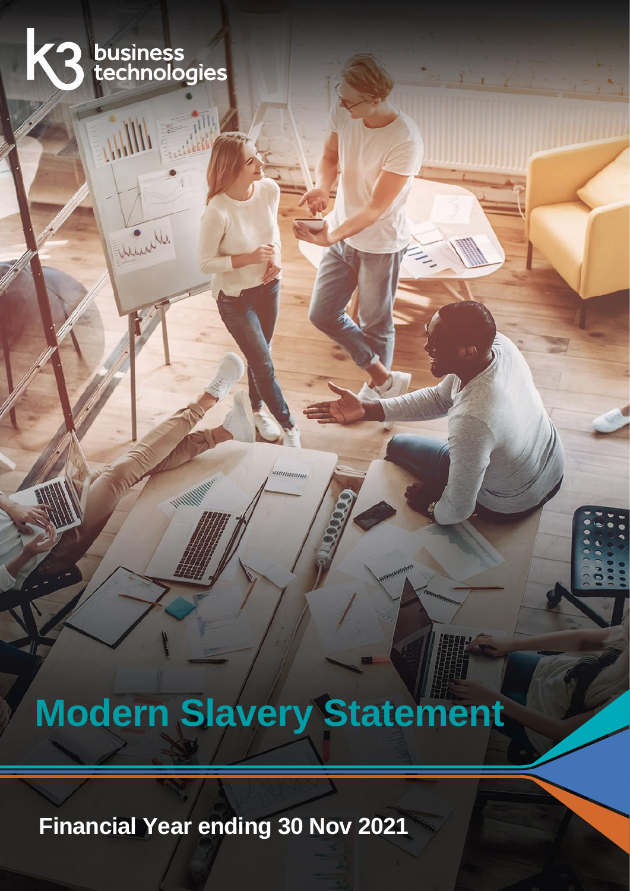k3 business technologies

# Modern Slavery Statement

**Financial Year ending 30 Nov 2021**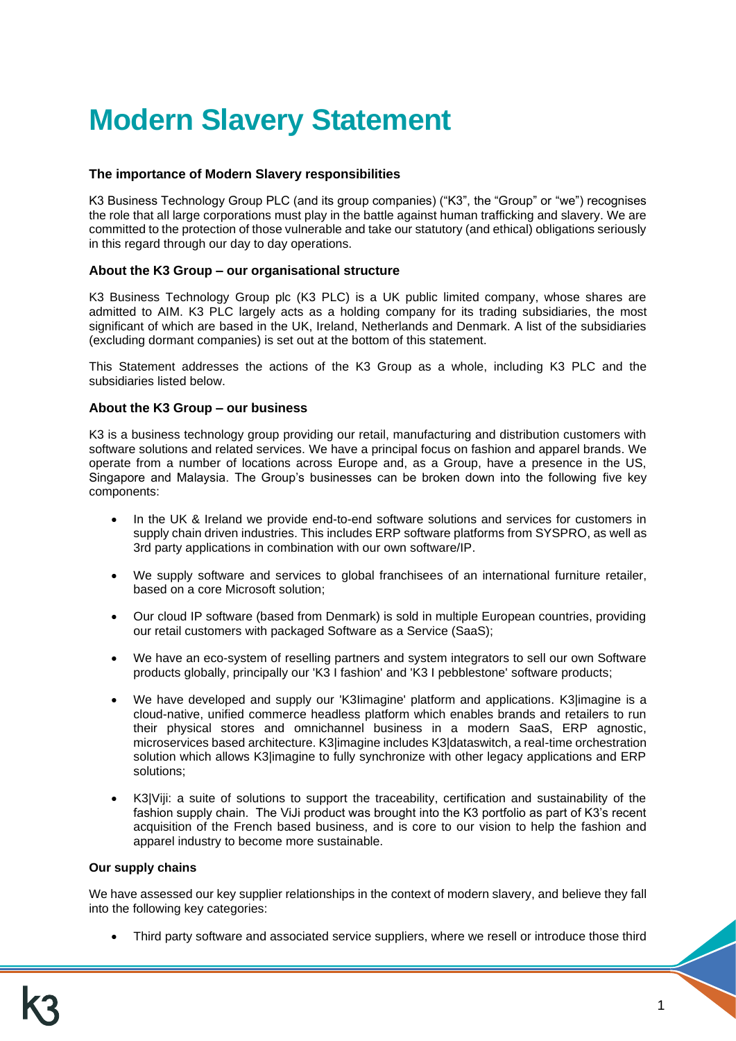# Modern Slavery Statement

### The importance of Modern Slavery responsibilities

K3 Business Technology Group PLC (and its group companies) ("K3", the "Group" or "we") recognises the role that all large corporations must play in the battle against human trafficking and slavery. We are committed to the protection of those vulnerable and take our statutory (and ethical) obligations seriously in this regard through our day to day operations.

### About the K3 Group – our organisational structure

K3 Business Technology Group plc (K3 PLC) is a UK public limited company, whose shares are admitted to AIM. K3 PLC largely acts as a holding company for its trading subsidiaries, the most significant of which are based in the UK, Ireland, Netherlands and Denmark. A list of the subsidiaries (excluding dormant companies) is set out at the bottom of this statement.

This Statement addresses the actions of the K3 Group as a whole, including K3 PLC and the subsidiaries listed below.

### About the K3 Group – our business

K3 is a business technology group providing our retail, manufacturing and distribution customers with software solutions and related services. We have a principal focus on fashion and apparel brands. We operate from a number of locations across Europe and, as a Group, have a presence in the US, Singapore and Malaysia. The Group's businesses can be broken down into the following five key components:

- In the UK & Ireland we provide end-to-end software solutions and services for customers in supply chain driven industries. This includes ERP software platforms from SYSPRO, as well as 3rd party applications in combination with our own software/IP.
- We supply software and services to global franchisees of an international furniture retailer, based on a core Microsoft solution;
- Our cloud IP software (based from Denmark) is sold in multiple European countries, providing our retail customers with packaged Software as a Service (SaaS);
- We have an eco-system of reselling partners and system integrators to sell our own Software products globally, principally our 'K3 I fashion' and 'K3 I pebblestone' software products;
- We have developed and supply our 'K3Iimagine' platform and applications. K3|imagine is a cloud-native, unified commerce headless platform which enables brands and retailers to run their physical stores and omnichannel business in a modern SaaS, ERP agnostic, microservices based architecture. K3|imagine includes K3|dataswitch, a real-time orchestration solution which allows K3|imagine to fully synchronize with other legacy applications and ERP solutions;
- K3|Viji: a suite of solutions to support the traceability, certification and sustainability of the fashion supply chain. The ViJi product was brought into the K3 portfolio as part of K3's recent acquisition of the French based business, and is core to our vision to help the fashion and apparel industry to become more sustainable.

### Our supply chains

We have assessed our key supplier relationships in the context of modern slavery, and believe they fall into the following key categories:

- Third party software and associated service suppliers, where we resell or introduce those third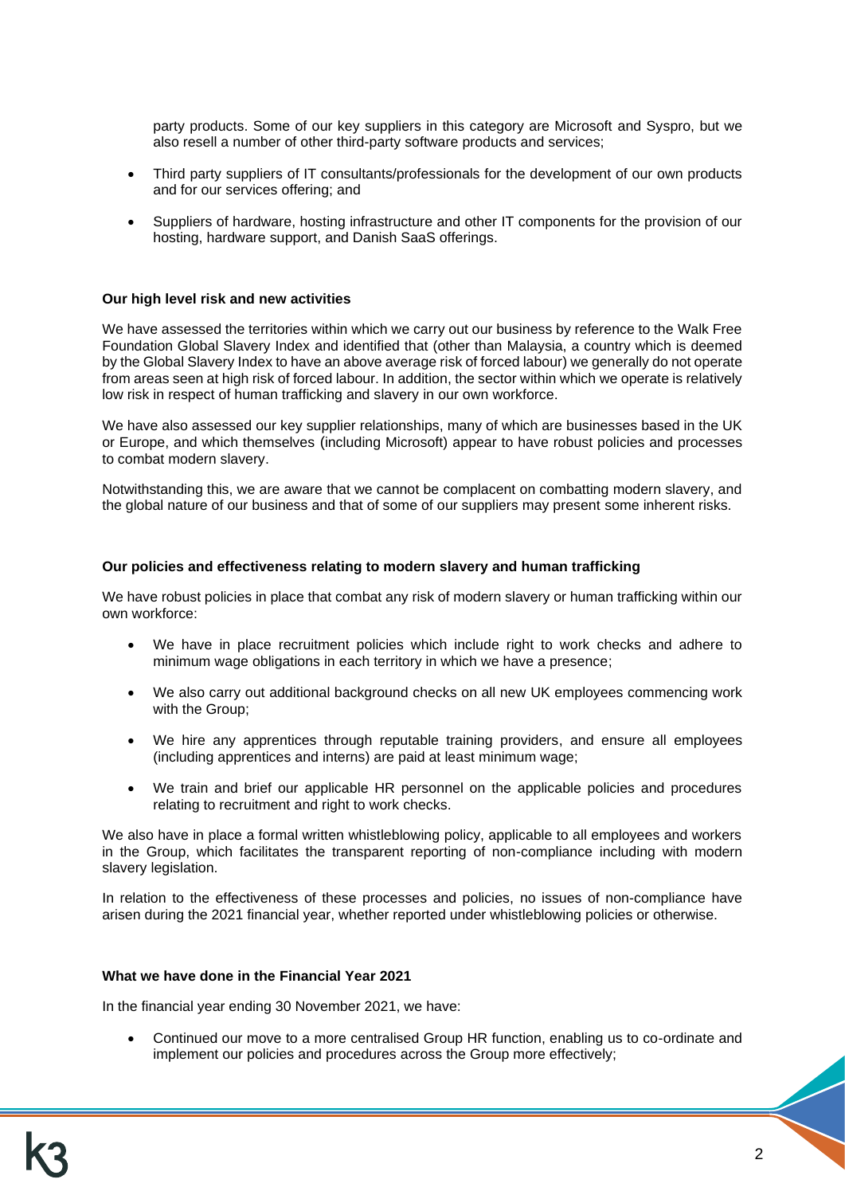party products. Some of our key suppliers in this category are Microsoft and Syspro, but we also resell a number of other third-party software products and services;

- Third party suppliers of IT consultants/professionals for the development of our own products and for our services offering; and
- Suppliers of hardware, hosting infrastructure and other IT components for the provision of our hosting, hardware support, and Danish SaaS offerings.

**Our high level risk and new activities**

We have assessed the territories within which we carry out our business by reference to the Walk Free Foundation Global Slavery Index and identified that (other than Malaysia, a country which is deemed by the Global Slavery Index to have an above average risk of forced labour) we generally do not operate from areas seen at high risk of forced labour. In addition, the sector within which we operate is relatively low risk in respect of human trafficking and slavery in our own workforce.

We have also assessed our key supplier relationships, many of which are businesses based in the UK or Europe, and which themselves (including Microsoft) appear to have robust policies and processes to combat modern slavery.

Notwithstanding this, we are aware that we cannot be complacent on combatting modern slavery, and the global nature of our business and that of some of our suppliers may present some inherent risks.

**Our policies and effectiveness relating to modern slavery and human trafficking**

We have robust policies in place that combat any risk of modern slavery or human trafficking within our own workforce:

- We have in place recruitment policies which include right to work checks and adhere to minimum wage obligations in each territory in which we have a presence;
- We also carry out additional background checks on all new UK employees commencing work with the Group;
- We hire any apprentices through reputable training providers, and ensure all employees (including apprentices and interns) are paid at least minimum wage;
- We train and brief our applicable HR personnel on the applicable policies and procedures relating to recruitment and right to work checks.

We also have in place a formal written whistleblowing policy, applicable to all employees and workers in the Group, which facilitates the transparent reporting of non-compliance including with modern slavery legislation.

In relation to the effectiveness of these processes and policies, no issues of non-compliance have arisen during the 2021 financial year, whether reported under whistleblowing policies or otherwise.

**What we have done in the Financial Year 2021**

In the financial year ending 30 November 2021, we have:

- Continued our move to a more centralised Group HR function, enabling us to co-ordinate and implement our policies and procedures across the Group more effectively;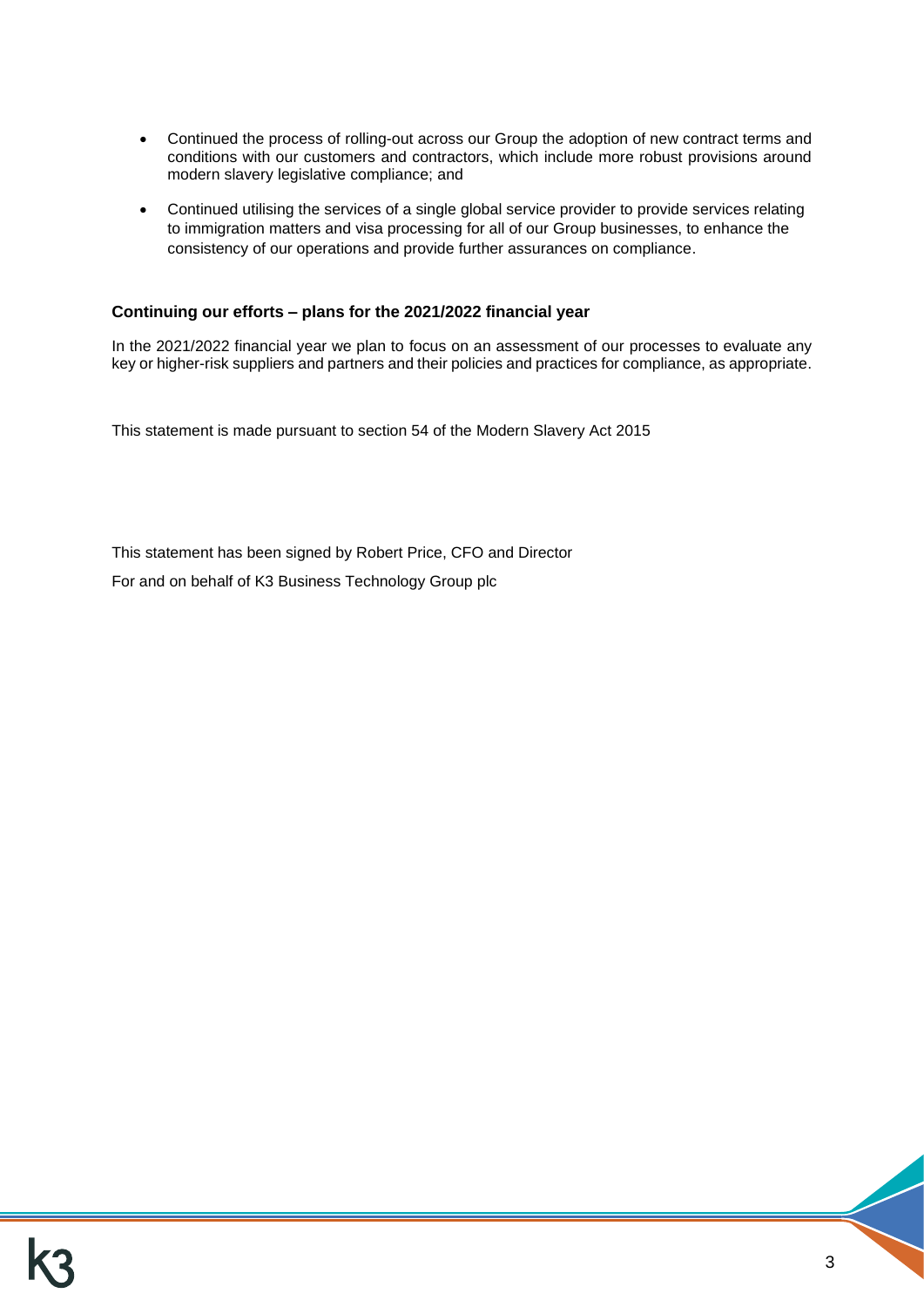- Continued the process of rolling-out across our Group the adoption of new contract terms and conditions with our customers and contractors, which include more robust provisions around modern slavery legislative compliance; and
- Continued utilising the services of a single global service provider to provide services relating to immigration matters and visa processing for all of our Group businesses, to enhance the consistency of our operations and provide further assurances on compliance.

**Continuing our efforts – plans for the 2021/2022 financial year**

In the 2021/2022 financial year we plan to focus on an assessment of our processes to evaluate any key or higher-risk suppliers and partners and their policies and practices for compliance, as appropriate.

This statement is made pursuant to section 54 of the Modern Slavery Act 2015

This statement has been signed by Robert Price, CFO and Director

For and on behalf of K3 Business Technology Group plc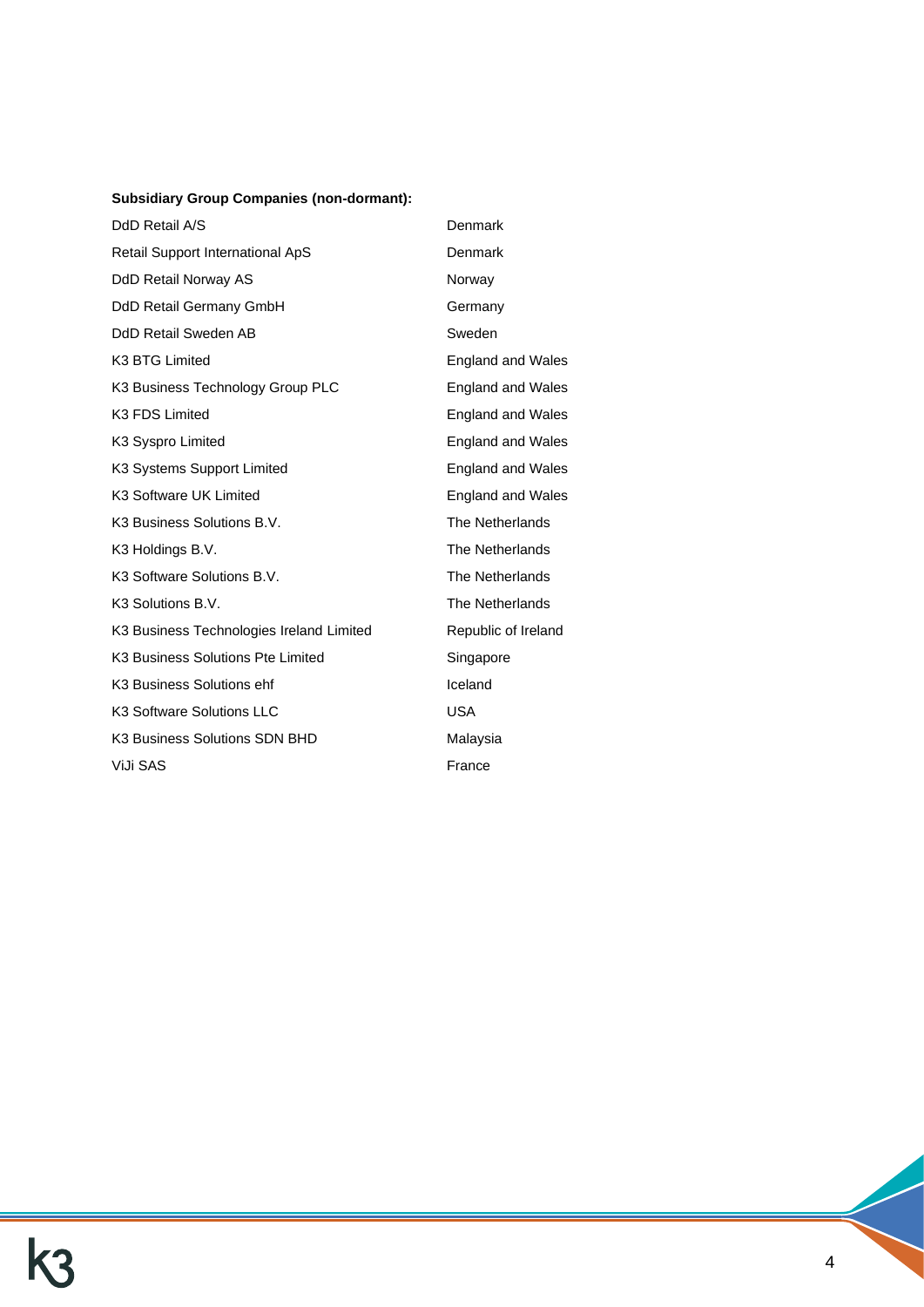**Subsidiary Group Companies (non-dormant):**

| | |
|---|---|
| DdD Retail A/S | Denmark |
| Retail Support International ApS | Denmark |
| DdD Retail Norway AS | Norway |
| DdD Retail Germany GmbH | Germany |
| DdD Retail Sweden AB | Sweden |
| K3 BTG Limited | England and Wales |
| K3 Business Technology Group PLC | England and Wales |
| K3 FDS Limited | England and Wales |
| K3 Syspro Limited | England and Wales |
| K3 Systems Support Limited | England and Wales |
| K3 Software UK Limited | England and Wales |
| K3 Business Solutions B.V. | The Netherlands |
| K3 Holdings B.V. | The Netherlands |
| K3 Software Solutions B.V. | The Netherlands |
| K3 Solutions B.V. | The Netherlands |
| K3 Business Technologies Ireland Limited | Republic of Ireland |
| K3 Business Solutions Pte Limited | Singapore |
| K3 Business Solutions ehf | Iceland |
| K3 Software Solutions LLC | USA |
| K3 Business Solutions SDN BHD | Malaysia |
| ViJi SAS | France |